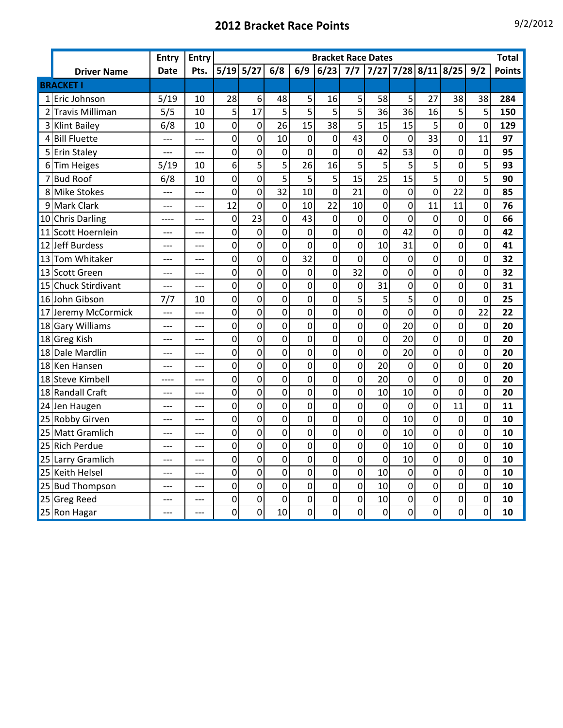# 2012 Bracket Race Points

9/2/2012

| | Driver Name | Entry Date | Entry Pts. | 5/19 | 5/27 | 6/8 | 6/9 | 6/23 | 7/7 | 7/27 | 7/28 | 8/11 | 8/25 | 9/2 | Total Points |
|---|---|---|---|---|---|---|---|---|---|---|---|---|---|---|---|
| **BRACKET I** | | | | | | | | | | | | | | | |
| 1 | Eric Johnson | 5/19 | 10 | 28 | 6 | 48 | 5 | 16 | 5 | 58 | 5 | 27 | 38 | 38 | **284** |
| 2 | Travis Milliman | 5/5 | 10 | 5 | 17 | 5 | 5 | 5 | 5 | 36 | 36 | 16 | 5 | 5 | **150** |
| 3 | Klint Bailey | 6/8 | 10 | 0 | 0 | 26 | 15 | 38 | 5 | 15 | 15 | 5 | 0 | 0 | **129** |
| 4 | Bill Fluette | --- | --- | 0 | 0 | 10 | 0 | 0 | 43 | 0 | 0 | 33 | 0 | 11 | **97** |
| 5 | Erin Staley | --- | --- | 0 | 0 | 0 | 0 | 0 | 0 | 42 | 53 | 0 | 0 | 0 | **95** |
| 6 | Tim Heiges | 5/19 | 10 | 6 | 5 | 5 | 26 | 16 | 5 | 5 | 5 | 5 | 0 | 5 | **93** |
| 7 | Bud Roof | 6/8 | 10 | 0 | 0 | 5 | 5 | 5 | 15 | 25 | 15 | 5 | 0 | 5 | **90** |
| 8 | Mike Stokes | --- | --- | 0 | 0 | 32 | 10 | 0 | 21 | 0 | 0 | 0 | 22 | 0 | **85** |
| 9 | Mark Clark | --- | --- | 12 | 0 | 0 | 10 | 22 | 10 | 0 | 0 | 11 | 11 | 0 | **76** |
| 10 | Chris Darling | ---- | --- | 0 | 23 | 0 | 43 | 0 | 0 | 0 | 0 | 0 | 0 | 0 | **66** |
| 11 | Scott Hoernlein | --- | --- | 0 | 0 | 0 | 0 | 0 | 0 | 0 | 42 | 0 | 0 | 0 | **42** |
| 12 | Jeff Burdess | --- | --- | 0 | 0 | 0 | 0 | 0 | 0 | 10 | 31 | 0 | 0 | 0 | **41** |
| 13 | Tom Whitaker | --- | --- | 0 | 0 | 0 | 32 | 0 | 0 | 0 | 0 | 0 | 0 | 0 | **32** |
| 13 | Scott Green | --- | --- | 0 | 0 | 0 | 0 | 0 | 32 | 0 | 0 | 0 | 0 | 0 | **32** |
| 15 | Chuck Stirdivant | --- | --- | 0 | 0 | 0 | 0 | 0 | 0 | 31 | 0 | 0 | 0 | 0 | **31** |
| 16 | John Gibson | 7/7 | 10 | 0 | 0 | 0 | 0 | 0 | 5 | 5 | 5 | 0 | 0 | 0 | **25** |
| 17 | Jeremy McCormick | --- | --- | 0 | 0 | 0 | 0 | 0 | 0 | 0 | 0 | 0 | 0 | 22 | **22** |
| 18 | Gary Williams | --- | --- | 0 | 0 | 0 | 0 | 0 | 0 | 0 | 20 | 0 | 0 | 0 | **20** |
| 18 | Greg Kish | --- | --- | 0 | 0 | 0 | 0 | 0 | 0 | 0 | 20 | 0 | 0 | 0 | **20** |
| 18 | Dale Mardlin | --- | --- | 0 | 0 | 0 | 0 | 0 | 0 | 0 | 20 | 0 | 0 | 0 | **20** |
| 18 | Ken Hansen | --- | --- | 0 | 0 | 0 | 0 | 0 | 0 | 20 | 0 | 0 | 0 | 0 | **20** |
| 18 | Steve Kimbell | ---- | --- | 0 | 0 | 0 | 0 | 0 | 0 | 20 | 0 | 0 | 0 | 0 | **20** |
| 18 | Randall Craft | --- | --- | 0 | 0 | 0 | 0 | 0 | 0 | 10 | 10 | 0 | 0 | 0 | **20** |
| 24 | Jen Haugen | --- | --- | 0 | 0 | 0 | 0 | 0 | 0 | 0 | 0 | 0 | 11 | 0 | **11** |
| 25 | Robby Girven | --- | --- | 0 | 0 | 0 | 0 | 0 | 0 | 0 | 10 | 0 | 0 | 0 | **10** |
| 25 | Matt Gramlich | --- | --- | 0 | 0 | 0 | 0 | 0 | 0 | 0 | 10 | 0 | 0 | 0 | **10** |
| 25 | Rich Perdue | --- | --- | 0 | 0 | 0 | 0 | 0 | 0 | 0 | 10 | 0 | 0 | 0 | **10** |
| 25 | Larry Gramlich | --- | --- | 0 | 0 | 0 | 0 | 0 | 0 | 0 | 10 | 0 | 0 | 0 | **10** |
| 25 | Keith Helsel | --- | --- | 0 | 0 | 0 | 0 | 0 | 0 | 10 | 0 | 0 | 0 | 0 | **10** |
| 25 | Bud Thompson | --- | --- | 0 | 0 | 0 | 0 | 0 | 0 | 10 | 0 | 0 | 0 | 0 | **10** |
| 25 | Greg Reed | --- | --- | 0 | 0 | 0 | 0 | 0 | 0 | 10 | 0 | 0 | 0 | 0 | **10** |
| 25 | Ron Hagar | --- | --- | 0 | 0 | 10 | 0 | 0 | 0 | 0 | 0 | 0 | 0 | 0 | **10** |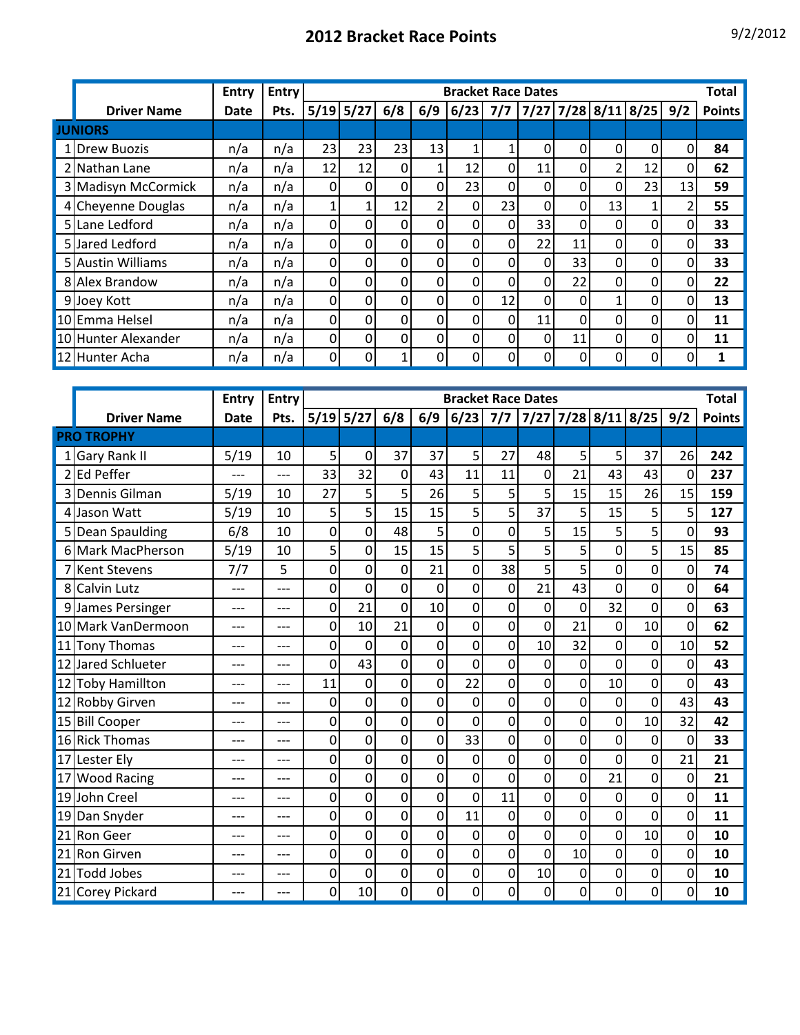# 2012 Bracket Race Points

9/2/2012

| | Driver Name | Entry Date | Entry Pts. | 5/19 | 5/27 | 6/8 | 6/9 | 6/23 | 7/7 | 7/27 | 7/28 | 8/11 | 8/25 | 9/2 | Total Points |
|---|---|---|---|---|---|---|---|---|---|---|---|---|---|---|---|
| | | | | Bracket Race Dates | | | | | | | | | | | |
| **JUNIORS** | | | | | | | | | | | | | | | |
| 1 | Drew Buozis | n/a | n/a | 23 | 23 | 23 | 13 | 1 | 1 | 0 | 0 | 0 | 0 | 0 | **84** |
| 2 | Nathan Lane | n/a | n/a | 12 | 12 | 0 | 1 | 12 | 0 | 11 | 0 | 2 | 12 | 0 | **62** |
| 3 | Madisyn McCormick | n/a | n/a | 0 | 0 | 0 | 0 | 23 | 0 | 0 | 0 | 0 | 23 | 13 | **59** |
| 4 | Cheyenne Douglas | n/a | n/a | 1 | 1 | 12 | 2 | 0 | 23 | 0 | 0 | 13 | 1 | 2 | **55** |
| 5 | Lane Ledford | n/a | n/a | 0 | 0 | 0 | 0 | 0 | 0 | 33 | 0 | 0 | 0 | 0 | **33** |
| 5 | Jared Ledford | n/a | n/a | 0 | 0 | 0 | 0 | 0 | 0 | 22 | 11 | 0 | 0 | 0 | **33** |
| 5 | Austin Williams | n/a | n/a | 0 | 0 | 0 | 0 | 0 | 0 | 0 | 33 | 0 | 0 | 0 | **33** |
| 8 | Alex Brandow | n/a | n/a | 0 | 0 | 0 | 0 | 0 | 0 | 0 | 22 | 0 | 0 | 0 | **22** |
| 9 | Joey Kott | n/a | n/a | 0 | 0 | 0 | 0 | 0 | 12 | 0 | 0 | 1 | 0 | 0 | **13** |
| 10 | Emma Helsel | n/a | n/a | 0 | 0 | 0 | 0 | 0 | 0 | 11 | 0 | 0 | 0 | 0 | **11** |
| 10 | Hunter Alexander | n/a | n/a | 0 | 0 | 0 | 0 | 0 | 0 | 0 | 11 | 0 | 0 | 0 | **11** |
| 12 | Hunter Acha | n/a | n/a | 0 | 0 | 1 | 0 | 0 | 0 | 0 | 0 | 0 | 0 | 0 | **1** |

| | Driver Name | Entry Date | Entry Pts. | 5/19 | 5/27 | 6/8 | 6/9 | 6/23 | 7/7 | 7/27 | 7/28 | 8/11 | 8/25 | 9/2 | Total Points |
|---|---|---|---|---|---|---|---|---|---|---|---|---|---|---|---|
| | | | | Bracket Race Dates | | | | | | | | | | | |
| **PRO TROPHY** | | | | | | | | | | | | | | | |
| 1 | Gary Rank II | 5/19 | 10 | 5 | 0 | 37 | 37 | 5 | 27 | 48 | 5 | 5 | 37 | 26 | **242** |
| 2 | Ed Peffer | --- | --- | 33 | 32 | 0 | 43 | 11 | 11 | 0 | 21 | 43 | 43 | 0 | **237** |
| 3 | Dennis Gilman | 5/19 | 10 | 27 | 5 | 5 | 26 | 5 | 5 | 5 | 15 | 15 | 26 | 15 | **159** |
| 4 | Jason Watt | 5/19 | 10 | 5 | 5 | 15 | 15 | 5 | 5 | 37 | 5 | 15 | 5 | 5 | **127** |
| 5 | Dean Spaulding | 6/8 | 10 | 0 | 0 | 48 | 5 | 0 | 0 | 5 | 15 | 5 | 5 | 0 | **93** |
| 6 | Mark MacPherson | 5/19 | 10 | 5 | 0 | 15 | 15 | 5 | 5 | 5 | 5 | 0 | 5 | 15 | **85** |
| 7 | Kent Stevens | 7/7 | 5 | 0 | 0 | 0 | 21 | 0 | 38 | 5 | 5 | 0 | 0 | 0 | **74** |
| 8 | Calvin Lutz | --- | --- | 0 | 0 | 0 | 0 | 0 | 0 | 21 | 43 | 0 | 0 | 0 | **64** |
| 9 | James Persinger | --- | --- | 0 | 21 | 0 | 10 | 0 | 0 | 0 | 0 | 32 | 0 | 0 | **63** |
| 10 | Mark VanDermoon | --- | --- | 0 | 10 | 21 | 0 | 0 | 0 | 0 | 21 | 0 | 10 | 0 | **62** |
| 11 | Tony Thomas | --- | --- | 0 | 0 | 0 | 0 | 0 | 0 | 10 | 32 | 0 | 0 | 10 | **52** |
| 12 | Jared Schlueter | --- | --- | 0 | 43 | 0 | 0 | 0 | 0 | 0 | 0 | 0 | 0 | 0 | **43** |
| 12 | Toby Hamillton | --- | --- | 11 | 0 | 0 | 0 | 22 | 0 | 0 | 0 | 10 | 0 | 0 | **43** |
| 12 | Robby Girven | --- | --- | 0 | 0 | 0 | 0 | 0 | 0 | 0 | 0 | 0 | 0 | 43 | **43** |
| 15 | Bill Cooper | --- | --- | 0 | 0 | 0 | 0 | 0 | 0 | 0 | 0 | 0 | 10 | 32 | **42** |
| 16 | Rick Thomas | --- | --- | 0 | 0 | 0 | 0 | 33 | 0 | 0 | 0 | 0 | 0 | 0 | **33** |
| 17 | Lester Ely | --- | --- | 0 | 0 | 0 | 0 | 0 | 0 | 0 | 0 | 0 | 0 | 21 | **21** |
| 17 | Wood Racing | --- | --- | 0 | 0 | 0 | 0 | 0 | 0 | 0 | 0 | 21 | 0 | 0 | **21** |
| 19 | John Creel | --- | --- | 0 | 0 | 0 | 0 | 0 | 11 | 0 | 0 | 0 | 0 | 0 | **11** |
| 19 | Dan Snyder | --- | --- | 0 | 0 | 0 | 0 | 11 | 0 | 0 | 0 | 0 | 0 | 0 | **11** |
| 21 | Ron Geer | --- | --- | 0 | 0 | 0 | 0 | 0 | 0 | 0 | 0 | 0 | 10 | 0 | **10** |
| 21 | Ron Girven | --- | --- | 0 | 0 | 0 | 0 | 0 | 0 | 0 | 10 | 0 | 0 | 0 | **10** |
| 21 | Todd Jobes | --- | --- | 0 | 0 | 0 | 0 | 0 | 0 | 10 | 0 | 0 | 0 | 0 | **10** |
| 21 | Corey Pickard | --- | --- | 0 | 10 | 0 | 0 | 0 | 0 | 0 | 0 | 0 | 0 | 0 | **10** |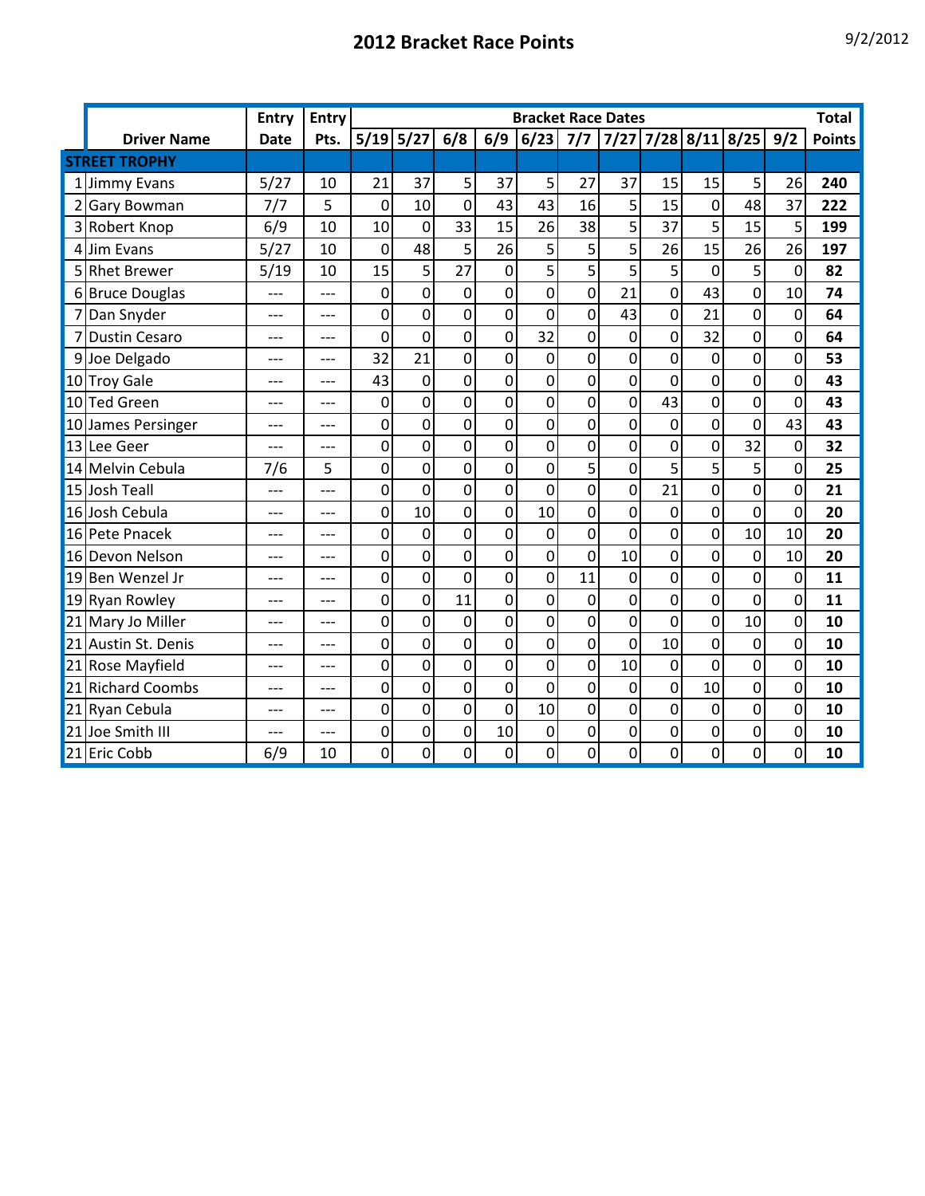# 2012 Bracket Race Points

9/2/2012

| | Driver Name | Entry Date | Entry Pts. | 5/19 | 5/27 | 6/8 | 6/9 | 6/23 | 7/7 | 7/27 | 7/28 | 8/11 | 8/25 | 9/2 | Total Points |
|---|---|---|---|---|---|---|---|---|---|---|---|---|---|---|---|
| **STREET TROPHY** | | | | | | | | | | | | | | | |
| 1 | Jimmy Evans | 5/27 | 10 | 21 | 37 | 5 | 37 | 5 | 27 | 37 | 15 | 15 | 5 | 26 | **240** |
| 2 | Gary Bowman | 7/7 | 5 | 0 | 10 | 0 | 43 | 43 | 16 | 5 | 15 | 0 | 48 | 37 | **222** |
| 3 | Robert Knop | 6/9 | 10 | 10 | 0 | 33 | 15 | 26 | 38 | 5 | 37 | 5 | 15 | 5 | **199** |
| 4 | Jim Evans | 5/27 | 10 | 0 | 48 | 5 | 26 | 5 | 5 | 5 | 26 | 15 | 26 | 26 | **197** |
| 5 | Rhet Brewer | 5/19 | 10 | 15 | 5 | 27 | 0 | 5 | 5 | 5 | 5 | 0 | 5 | 0 | **82** |
| 6 | Bruce Douglas | --- | --- | 0 | 0 | 0 | 0 | 0 | 0 | 21 | 0 | 43 | 0 | 10 | **74** |
| 7 | Dan Snyder | --- | --- | 0 | 0 | 0 | 0 | 0 | 0 | 43 | 0 | 21 | 0 | 0 | **64** |
| 7 | Dustin Cesaro | --- | --- | 0 | 0 | 0 | 0 | 32 | 0 | 0 | 0 | 32 | 0 | 0 | **64** |
| 9 | Joe Delgado | --- | --- | 32 | 21 | 0 | 0 | 0 | 0 | 0 | 0 | 0 | 0 | 0 | **53** |
| 10 | Troy Gale | --- | --- | 43 | 0 | 0 | 0 | 0 | 0 | 0 | 0 | 0 | 0 | 0 | **43** |
| 10 | Ted Green | --- | --- | 0 | 0 | 0 | 0 | 0 | 0 | 0 | 43 | 0 | 0 | 0 | **43** |
| 10 | James Persinger | --- | --- | 0 | 0 | 0 | 0 | 0 | 0 | 0 | 0 | 0 | 0 | 43 | **43** |
| 13 | Lee Geer | --- | --- | 0 | 0 | 0 | 0 | 0 | 0 | 0 | 0 | 0 | 32 | 0 | **32** |
| 14 | Melvin Cebula | 7/6 | 5 | 0 | 0 | 0 | 0 | 0 | 5 | 0 | 5 | 5 | 5 | 0 | **25** |
| 15 | Josh Teall | --- | --- | 0 | 0 | 0 | 0 | 0 | 0 | 0 | 21 | 0 | 0 | 0 | **21** |
| 16 | Josh Cebula | --- | --- | 0 | 10 | 0 | 0 | 10 | 0 | 0 | 0 | 0 | 0 | 0 | **20** |
| 16 | Pete Pnacek | --- | --- | 0 | 0 | 0 | 0 | 0 | 0 | 0 | 0 | 0 | 10 | 10 | **20** |
| 16 | Devon Nelson | --- | --- | 0 | 0 | 0 | 0 | 0 | 0 | 10 | 0 | 0 | 0 | 10 | **20** |
| 19 | Ben Wenzel Jr | --- | --- | 0 | 0 | 0 | 0 | 0 | 11 | 0 | 0 | 0 | 0 | 0 | **11** |
| 19 | Ryan Rowley | --- | --- | 0 | 0 | 11 | 0 | 0 | 0 | 0 | 0 | 0 | 0 | 0 | **11** |
| 21 | Mary Jo Miller | --- | --- | 0 | 0 | 0 | 0 | 0 | 0 | 0 | 0 | 0 | 10 | 0 | **10** |
| 21 | Austin St. Denis | --- | --- | 0 | 0 | 0 | 0 | 0 | 0 | 0 | 10 | 0 | 0 | 0 | **10** |
| 21 | Rose Mayfield | --- | --- | 0 | 0 | 0 | 0 | 0 | 0 | 10 | 0 | 0 | 0 | 0 | **10** |
| 21 | Richard Coombs | --- | --- | 0 | 0 | 0 | 0 | 0 | 0 | 0 | 0 | 10 | 0 | 0 | **10** |
| 21 | Ryan Cebula | --- | --- | 0 | 0 | 0 | 0 | 10 | 0 | 0 | 0 | 0 | 0 | 0 | **10** |
| 21 | Joe Smith III | --- | --- | 0 | 0 | 0 | 10 | 0 | 0 | 0 | 0 | 0 | 0 | 0 | **10** |
| 21 | Eric Cobb | 6/9 | 10 | 0 | 0 | 0 | 0 | 0 | 0 | 0 | 0 | 0 | 0 | 0 | **10** |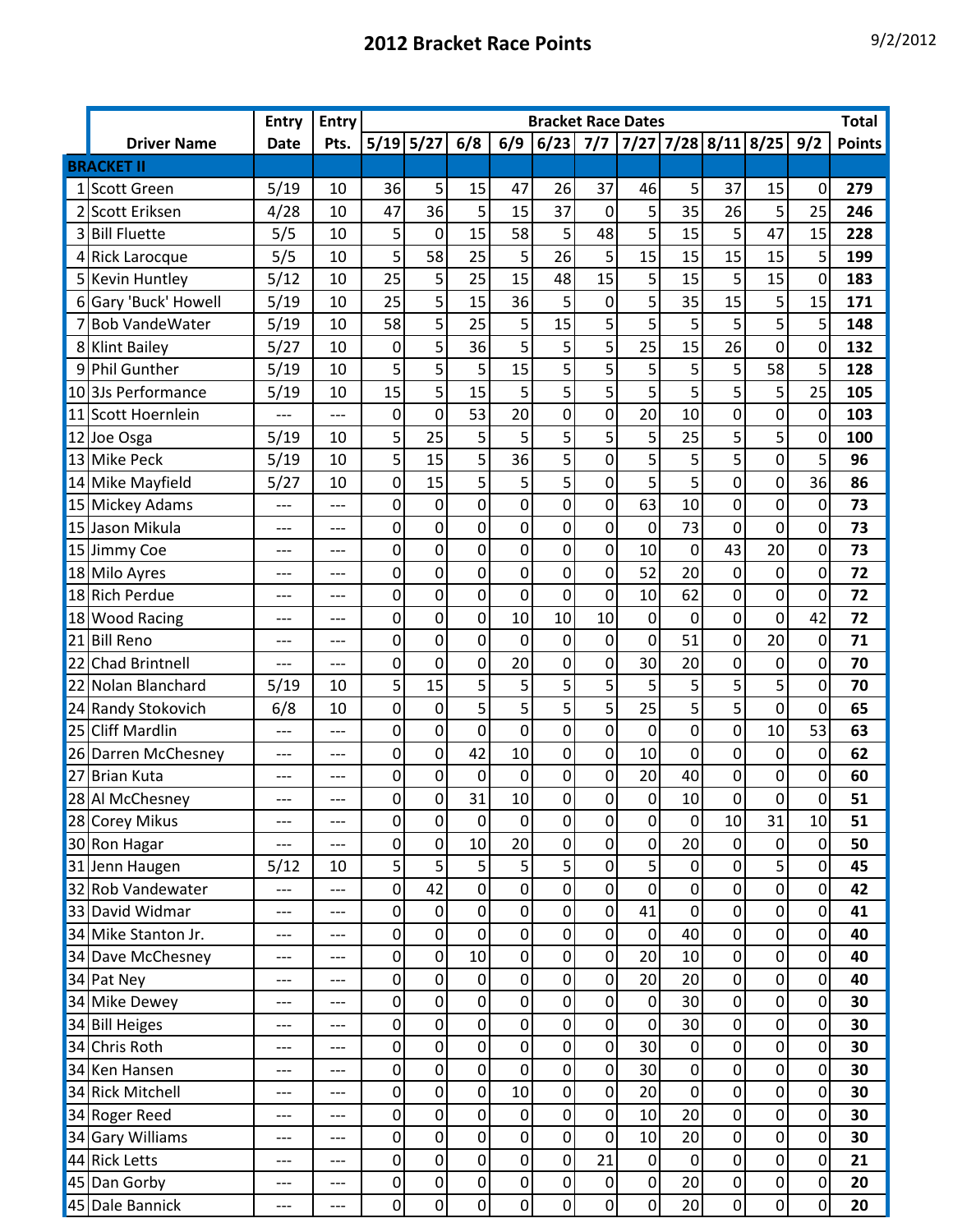# 2012 Bracket Race Points

9/2/2012

| | Driver Name | Entry Date | Entry Pts. | 5/19 | 5/27 | 6/8 | 6/9 | 6/23 | 7/7 | 7/27 | 7/28 | 8/11 | 8/25 | 9/2 | Total Points |
|---|---|---|---|---|---|---|---|---|---|---|---|---|---|---|---|
| **BRACKET II** | | | | | | | | | | | | | | | |
| 1 | Scott Green | 5/19 | 10 | 36 | 5 | 15 | 47 | 26 | 37 | 46 | 5 | 37 | 15 | 0 | **279** |
| 2 | Scott Eriksen | 4/28 | 10 | 47 | 36 | 5 | 15 | 37 | 0 | 5 | 35 | 26 | 5 | 25 | **246** |
| 3 | Bill Fluette | 5/5 | 10 | 5 | 0 | 15 | 58 | 5 | 48 | 5 | 15 | 5 | 47 | 15 | **228** |
| 4 | Rick Larocque | 5/5 | 10 | 5 | 58 | 25 | 5 | 26 | 5 | 15 | 15 | 15 | 15 | 5 | **199** |
| 5 | Kevin Huntley | 5/12 | 10 | 25 | 5 | 25 | 15 | 48 | 15 | 5 | 15 | 5 | 15 | 0 | **183** |
| 6 | Gary 'Buck' Howell | 5/19 | 10 | 25 | 5 | 15 | 36 | 5 | 0 | 5 | 35 | 15 | 5 | 15 | **171** |
| 7 | Bob VandeWater | 5/19 | 10 | 58 | 5 | 25 | 5 | 15 | 5 | 5 | 5 | 5 | 5 | 5 | **148** |
| 8 | Klint Bailey | 5/27 | 10 | 0 | 5 | 36 | 5 | 5 | 5 | 25 | 15 | 26 | 0 | 0 | **132** |
| 9 | Phil Gunther | 5/19 | 10 | 5 | 5 | 5 | 15 | 5 | 5 | 5 | 5 | 5 | 58 | 5 | **128** |
| 10 | 3Js Performance | 5/19 | 10 | 15 | 5 | 15 | 5 | 5 | 5 | 5 | 5 | 5 | 5 | 25 | **105** |
| 11 | Scott Hoernlein | --- | --- | 0 | 0 | 53 | 20 | 0 | 0 | 20 | 10 | 0 | 0 | 0 | **103** |
| 12 | Joe Osga | 5/19 | 10 | 5 | 25 | 5 | 5 | 5 | 5 | 5 | 25 | 5 | 5 | 0 | **100** |
| 13 | Mike Peck | 5/19 | 10 | 5 | 15 | 5 | 36 | 5 | 0 | 5 | 5 | 5 | 0 | 5 | **96** |
| 14 | Mike Mayfield | 5/27 | 10 | 0 | 15 | 5 | 5 | 5 | 0 | 5 | 5 | 0 | 0 | 36 | **86** |
| 15 | Mickey Adams | --- | --- | 0 | 0 | 0 | 0 | 0 | 0 | 63 | 10 | 0 | 0 | 0 | **73** |
| 15 | Jason Mikula | --- | --- | 0 | 0 | 0 | 0 | 0 | 0 | 0 | 73 | 0 | 0 | 0 | **73** |
| 15 | Jimmy Coe | --- | --- | 0 | 0 | 0 | 0 | 0 | 0 | 10 | 0 | 43 | 20 | 0 | **73** |
| 18 | Milo Ayres | --- | --- | 0 | 0 | 0 | 0 | 0 | 0 | 52 | 20 | 0 | 0 | 0 | **72** |
| 18 | Rich Perdue | --- | --- | 0 | 0 | 0 | 0 | 0 | 0 | 10 | 62 | 0 | 0 | 0 | **72** |
| 18 | Wood Racing | --- | --- | 0 | 0 | 0 | 10 | 10 | 10 | 0 | 0 | 0 | 0 | 42 | **72** |
| 21 | Bill Reno | --- | --- | 0 | 0 | 0 | 0 | 0 | 0 | 0 | 51 | 0 | 20 | 0 | **71** |
| 22 | Chad Brintnell | --- | --- | 0 | 0 | 0 | 20 | 0 | 0 | 30 | 20 | 0 | 0 | 0 | **70** |
| 22 | Nolan Blanchard | 5/19 | 10 | 5 | 15 | 5 | 5 | 5 | 5 | 5 | 5 | 5 | 5 | 0 | **70** |
| 24 | Randy Stokovich | 6/8 | 10 | 0 | 0 | 5 | 5 | 5 | 5 | 25 | 5 | 5 | 0 | 0 | **65** |
| 25 | Cliff Mardlin | --- | --- | 0 | 0 | 0 | 0 | 0 | 0 | 0 | 0 | 0 | 10 | 53 | **63** |
| 26 | Darren McChesney | --- | --- | 0 | 0 | 42 | 10 | 0 | 0 | 10 | 0 | 0 | 0 | 0 | **62** |
| 27 | Brian Kuta | --- | --- | 0 | 0 | 0 | 0 | 0 | 0 | 20 | 40 | 0 | 0 | 0 | **60** |
| 28 | Al McChesney | --- | --- | 0 | 0 | 31 | 10 | 0 | 0 | 0 | 10 | 0 | 0 | 0 | **51** |
| 28 | Corey Mikus | --- | --- | 0 | 0 | 0 | 0 | 0 | 0 | 0 | 0 | 10 | 31 | 10 | **51** |
| 30 | Ron Hagar | --- | --- | 0 | 0 | 10 | 20 | 0 | 0 | 0 | 20 | 0 | 0 | 0 | **50** |
| 31 | Jenn Haugen | 5/12 | 10 | 5 | 5 | 5 | 5 | 5 | 0 | 5 | 0 | 0 | 5 | 0 | **45** |
| 32 | Rob Vandewater | --- | --- | 0 | 42 | 0 | 0 | 0 | 0 | 0 | 0 | 0 | 0 | 0 | **42** |
| 33 | David Widmar | --- | --- | 0 | 0 | 0 | 0 | 0 | 0 | 41 | 0 | 0 | 0 | 0 | **41** |
| 34 | Mike Stanton Jr. | --- | --- | 0 | 0 | 0 | 0 | 0 | 0 | 0 | 40 | 0 | 0 | 0 | **40** |
| 34 | Dave McChesney | --- | --- | 0 | 0 | 10 | 0 | 0 | 0 | 20 | 10 | 0 | 0 | 0 | **40** |
| 34 | Pat Ney | --- | --- | 0 | 0 | 0 | 0 | 0 | 0 | 20 | 20 | 0 | 0 | 0 | **40** |
| 34 | Mike Dewey | --- | --- | 0 | 0 | 0 | 0 | 0 | 0 | 0 | 30 | 0 | 0 | 0 | **30** |
| 34 | Bill Heiges | --- | --- | 0 | 0 | 0 | 0 | 0 | 0 | 0 | 30 | 0 | 0 | 0 | **30** |
| 34 | Chris Roth | --- | --- | 0 | 0 | 0 | 0 | 0 | 0 | 30 | 0 | 0 | 0 | 0 | **30** |
| 34 | Ken Hansen | --- | --- | 0 | 0 | 0 | 0 | 0 | 0 | 30 | 0 | 0 | 0 | 0 | **30** |
| 34 | Rick Mitchell | --- | --- | 0 | 0 | 0 | 10 | 0 | 0 | 20 | 0 | 0 | 0 | 0 | **30** |
| 34 | Roger Reed | --- | --- | 0 | 0 | 0 | 0 | 0 | 0 | 10 | 20 | 0 | 0 | 0 | **30** |
| 34 | Gary Williams | --- | --- | 0 | 0 | 0 | 0 | 0 | 0 | 10 | 20 | 0 | 0 | 0 | **30** |
| 44 | Rick Letts | --- | --- | 0 | 0 | 0 | 0 | 0 | 21 | 0 | 0 | 0 | 0 | 0 | **21** |
| 45 | Dan Gorby | --- | --- | 0 | 0 | 0 | 0 | 0 | 0 | 0 | 20 | 0 | 0 | 0 | **20** |
| 45 | Dale Bannick | --- | --- | 0 | 0 | 0 | 0 | 0 | 0 | 0 | 20 | 0 | 0 | 0 | **20** |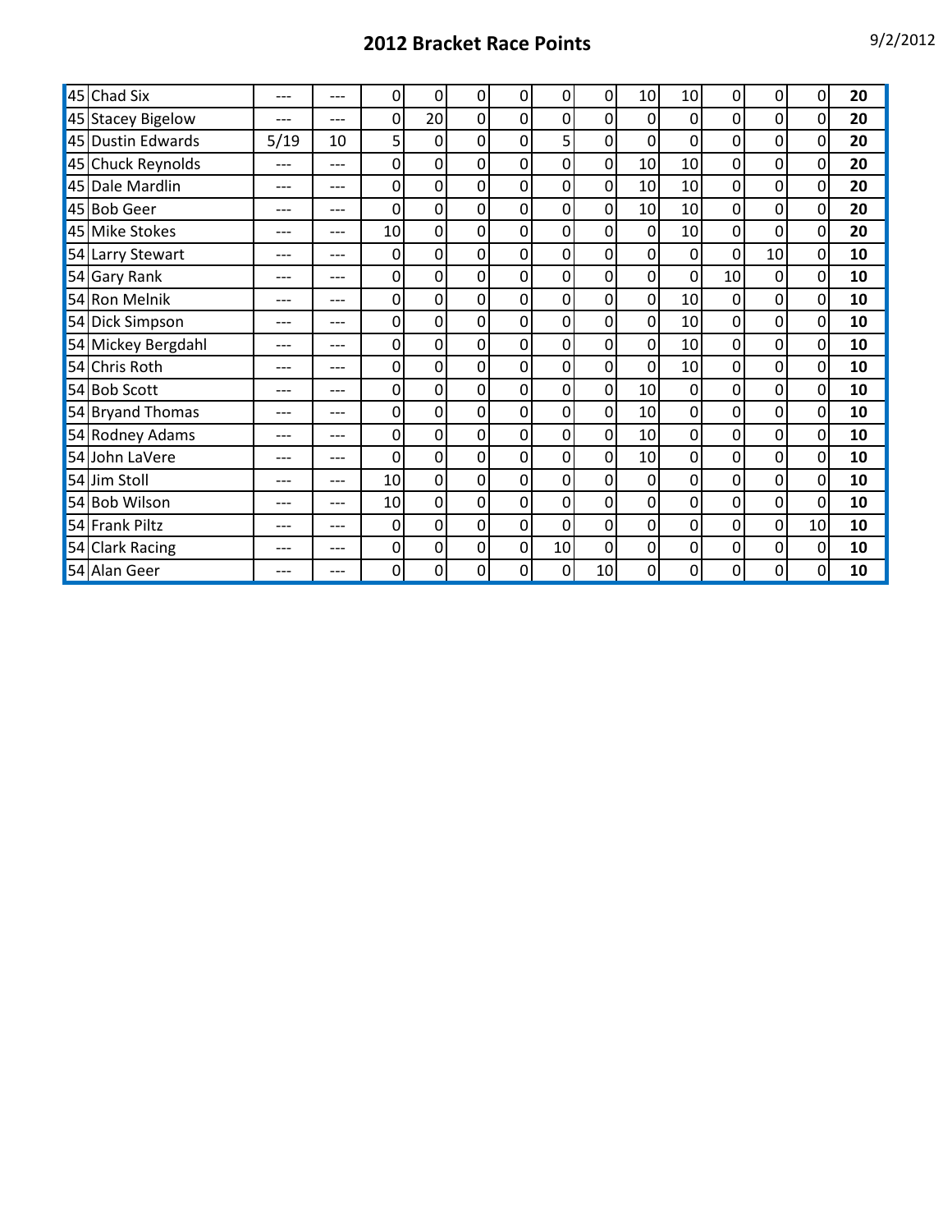# 2012 Bracket Race Points

9/2/2012

| | | | | | | | | | | | | | | | | |
|---|---|---|---|---|---|---|---|---|---|---|---|---|---|---|---|---|
| 45 | Chad Six | --- | --- | 0 | 0 | 0 | 0 | 0 | 0 | 10 | 10 | 0 | 0 | 0 | **20** |
| 45 | Stacey Bigelow | --- | --- | 0 | 20 | 0 | 0 | 0 | 0 | 0 | 0 | 0 | 0 | 0 | **20** |
| 45 | Dustin Edwards | 5/19 | 10 | 5 | 0 | 0 | 0 | 5 | 0 | 0 | 0 | 0 | 0 | 0 | **20** |
| 45 | Chuck Reynolds | --- | --- | 0 | 0 | 0 | 0 | 0 | 0 | 10 | 10 | 0 | 0 | 0 | **20** |
| 45 | Dale Mardlin | --- | --- | 0 | 0 | 0 | 0 | 0 | 0 | 10 | 10 | 0 | 0 | 0 | **20** |
| 45 | Bob Geer | --- | --- | 0 | 0 | 0 | 0 | 0 | 0 | 10 | 10 | 0 | 0 | 0 | **20** |
| 45 | Mike Stokes | --- | --- | 10 | 0 | 0 | 0 | 0 | 0 | 0 | 10 | 0 | 0 | 0 | **20** |
| 54 | Larry Stewart | --- | --- | 0 | 0 | 0 | 0 | 0 | 0 | 0 | 0 | 0 | 10 | 0 | **10** |
| 54 | Gary Rank | --- | --- | 0 | 0 | 0 | 0 | 0 | 0 | 0 | 0 | 10 | 0 | 0 | **10** |
| 54 | Ron Melnik | --- | --- | 0 | 0 | 0 | 0 | 0 | 0 | 0 | 10 | 0 | 0 | 0 | **10** |
| 54 | Dick Simpson | --- | --- | 0 | 0 | 0 | 0 | 0 | 0 | 0 | 10 | 0 | 0 | 0 | **10** |
| 54 | Mickey Bergdahl | --- | --- | 0 | 0 | 0 | 0 | 0 | 0 | 0 | 10 | 0 | 0 | 0 | **10** |
| 54 | Chris Roth | --- | --- | 0 | 0 | 0 | 0 | 0 | 0 | 0 | 10 | 0 | 0 | 0 | **10** |
| 54 | Bob Scott | --- | --- | 0 | 0 | 0 | 0 | 0 | 0 | 10 | 0 | 0 | 0 | 0 | **10** |
| 54 | Bryand Thomas | --- | --- | 0 | 0 | 0 | 0 | 0 | 0 | 10 | 0 | 0 | 0 | 0 | **10** |
| 54 | Rodney Adams | --- | --- | 0 | 0 | 0 | 0 | 0 | 0 | 10 | 0 | 0 | 0 | 0 | **10** |
| 54 | John LaVere | --- | --- | 0 | 0 | 0 | 0 | 0 | 0 | 10 | 0 | 0 | 0 | 0 | **10** |
| 54 | Jim Stoll | --- | --- | 10 | 0 | 0 | 0 | 0 | 0 | 0 | 0 | 0 | 0 | 0 | **10** |
| 54 | Bob Wilson | --- | --- | 10 | 0 | 0 | 0 | 0 | 0 | 0 | 0 | 0 | 0 | 0 | **10** |
| 54 | Frank Piltz | --- | --- | 0 | 0 | 0 | 0 | 0 | 0 | 0 | 0 | 0 | 0 | 10 | **10** |
| 54 | Clark Racing | --- | --- | 0 | 0 | 0 | 0 | 10 | 0 | 0 | 0 | 0 | 0 | 0 | **10** |
| 54 | Alan Geer | --- | --- | 0 | 0 | 0 | 0 | 0 | 10 | 0 | 0 | 0 | 0 | 0 | **10** |